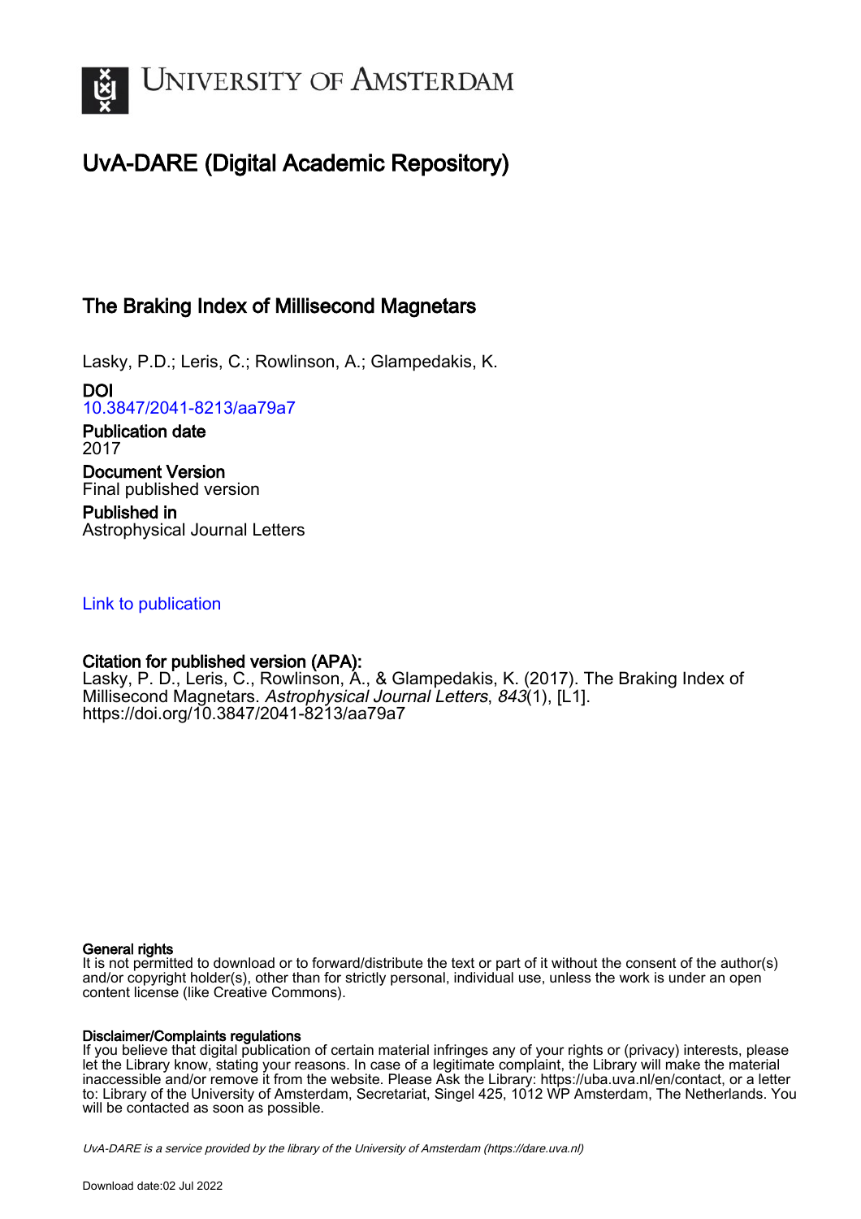# UvA-DARE (Digital Academic Repository)

## The Braking Index of Millisecond Magnetars

Lasky, P.D.; Leris, C.; Rowlinson, A.; Glampedakis, K.

**DOI**
10.3847/2041-8213/aa79a7

**Publication date**
2017

**Document Version**
Final published version

**Published in**
Astrophysical Journal Letters

Link to publication

**Citation for published version (APA):**
Lasky, P. D., Leris, C., Rowlinson, A., & Glampedakis, K. (2017). The Braking Index of Millisecond Magnetars. *Astrophysical Journal Letters*, *843*(1), [L1]. https://doi.org/10.3847/2041-8213/aa79a7

**General rights**
It is not permitted to download or to forward/distribute the text or part of it without the consent of the author(s) and/or copyright holder(s), other than for strictly personal, individual use, unless the work is under an open content license (like Creative Commons).

**Disclaimer/Complaints regulations**
If you believe that digital publication of certain material infringes any of your rights or (privacy) interests, please let the Library know, stating your reasons. In case of a legitimate complaint, the Library will make the material inaccessible and/or remove it from the website. Please Ask the Library: https://uba.uva.nl/en/contact, or a letter to: Library of the University of Amsterdam, Secretariat, Singel 425, 1012 WP Amsterdam, The Netherlands. You will be contacted as soon as possible.

*UvA-DARE is a service provided by the library of the University of Amsterdam (https://dare.uva.nl)*

Download date:02 Jul 2022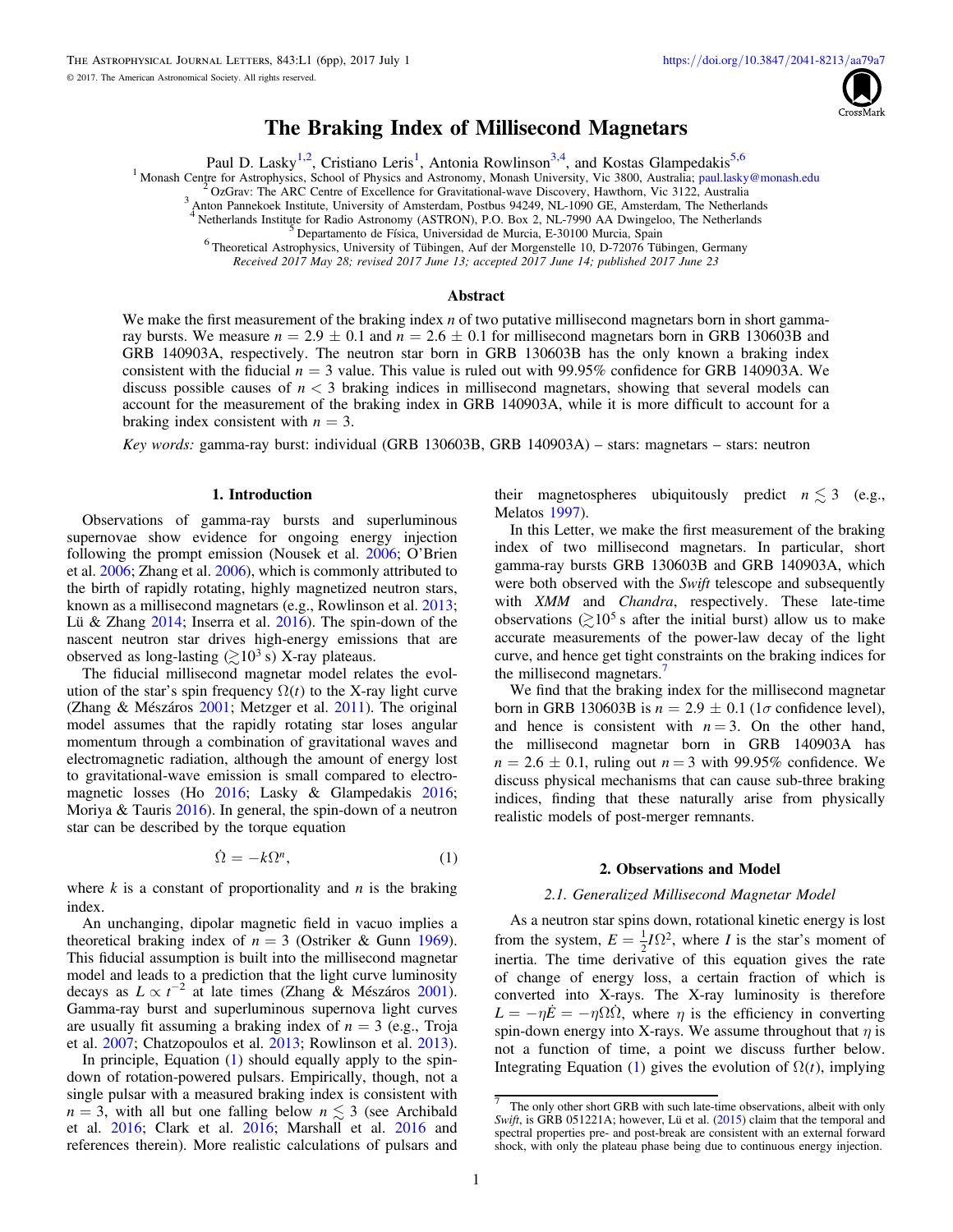# The Braking Index of Millisecond Magnetars

Paul D. Lasky[1,2], Cristiano Leris[1], Antonia Rowlinson[3,4], and Kostas Glampedakis[5,6]

[1] Monash Centre for Astrophysics, School of Physics and Astronomy, Monash University, Vic 3800, Australia; paul.lasky@monash.edu
[2] OzGrav: The ARC Centre of Excellence for Gravitational-wave Discovery, Hawthorn, Vic 3122, Australia
[3] Anton Pannekoek Institute, University of Amsterdam, Postbus 94249, NL-1090 GE, Amsterdam, The Netherlands
[4] Netherlands Institute for Radio Astronomy (ASTRON), P.O. Box 2, NL-7990 AA Dwingeloo, The Netherlands
[5] Departamento de Física, Universidad de Murcia, E-30100 Murcia, Spain
[6] Theoretical Astrophysics, University of Tübingen, Auf der Morgenstelle 10, D-72076 Tübingen, Germany

*Received 2017 May 28; revised 2017 June 13; accepted 2017 June 14; published 2017 June 23*

## Abstract

We make the first measurement of the braking index $n$ of two putative millisecond magnetars born in short gamma-ray bursts. We measure $n = 2.9 \pm 0.1$ and $n = 2.6 \pm 0.1$ for millisecond magnetars born in GRB 130603B and GRB 140903A, respectively. The neutron star born in GRB 130603B has the only known a braking index consistent with the fiducial $n = 3$ value. This value is ruled out with 99.95% confidence for GRB 140903A. We discuss possible causes of $n < 3$ braking indices in millisecond magnetars, showing that several models can account for the measurement of the braking index in GRB 140903A, while it is more difficult to account for a braking index consistent with $n = 3$.

*Key words:* gamma-ray burst: individual (GRB 130603B, GRB 140903A) – stars: magnetars – stars: neutron

## 1. Introduction

Observations of gamma-ray bursts and superluminous supernovae show evidence for ongoing energy injection following the prompt emission (Nousek et al. 2006; O'Brien et al. 2006; Zhang et al. 2006), which is commonly attributed to the birth of rapidly rotating, highly magnetized neutron stars, known as a millisecond magnetars (e.g., Rowlinson et al. 2013; Lü & Zhang 2014; Inserra et al. 2016). The spin-down of the nascent neutron star drives high-energy emissions that are observed as long-lasting ($\gtrsim 10^3$ s) X-ray plateaus.

The fiducial millisecond magnetar model relates the evolution of the star's spin frequency $\Omega(t)$ to the X-ray light curve (Zhang & Mészáros 2001; Metzger et al. 2011). The original model assumes that the rapidly rotating star loses angular momentum through a combination of gravitational waves and electromagnetic radiation, although the amount of energy lost to gravitational-wave emission is small compared to electromagnetic losses (Ho 2016; Lasky & Glampedakis 2016; Moriya & Tauris 2016). In general, the spin-down of a neutron star can be described by the torque equation

$$\dot{\Omega} = -k\Omega^n, \tag{1}$$

where $k$ is a constant of proportionality and $n$ is the braking index.

An unchanging, dipolar magnetic field in vacuo implies a theoretical braking index of $n = 3$ (Ostriker & Gunn 1969). This fiducial assumption is built into the millisecond magnetar model and leads to a prediction that the light curve luminosity decays as $L \propto t^{-2}$ at late times (Zhang & Mészáros 2001). Gamma-ray burst and superluminous supernova light curves are usually fit assuming a braking index of $n = 3$ (e.g., Troja et al. 2007; Chatzopoulos et al. 2013; Rowlinson et al. 2013).

In principle, Equation (1) should equally apply to the spin-down of rotation-powered pulsars. Empirically, though, not a single pulsar with a measured braking index is consistent with $n = 3$, with all but one falling below $n \lesssim 3$ (see Archibald et al. 2016; Clark et al. 2016; Marshall et al. 2016 and references therein). More realistic calculations of pulsars and their magnetospheres ubiquitously predict $n \lesssim 3$ (e.g., Melatos 1997).

In this Letter, we make the first measurement of the braking index of two millisecond magnetars. In particular, short gamma-ray bursts GRB 130603B and GRB 140903A, which were both observed with the *Swift* telescope and subsequently with *XMM* and *Chandra*, respectively. These late-time observations ($\gtrsim 10^5$ s after the initial burst) allow us to make accurate measurements of the power-law decay of the light curve, and hence get tight constraints on the braking indices for the millisecond magnetars.[7]

We find that the braking index for the millisecond magnetar born in GRB 130603B is $n = 2.9 \pm 0.1$ ($1\sigma$ confidence level), and hence is consistent with $n = 3$. On the other hand, the millisecond magnetar born in GRB 140903A has $n = 2.6 \pm 0.1$, ruling out $n = 3$ with 99.95% confidence. We discuss physical mechanisms that can cause sub-three braking indices, finding that these naturally arise from physically realistic models of post-merger remnants.

## 2. Observations and Model

### 2.1. Generalized Millisecond Magnetar Model

As a neutron star spins down, rotational kinetic energy is lost from the system, $E = \frac{1}{2}I\Omega^2$, where $I$ is the star's moment of inertia. The time derivative of this equation gives the rate of change of energy loss, a certain fraction of which is converted into X-rays. The X-ray luminosity is therefore $L = -\eta\dot{E} = -\eta\Omega\dot{\Omega}$, where $\eta$ is the efficiency in converting spin-down energy into X-rays. We assume throughout that $\eta$ is not a function of time, a point we discuss further below. Integrating Equation (1) gives the evolution of $\Omega(t)$, implying

[7] The only other short GRB with such late-time observations, albeit with only *Swift*, is GRB 051221A; however, Lü et al. (2015) claim that the temporal and spectral properties pre- and post-break are consistent with an external forward shock, with only the plateau phase being due to continuous energy injection.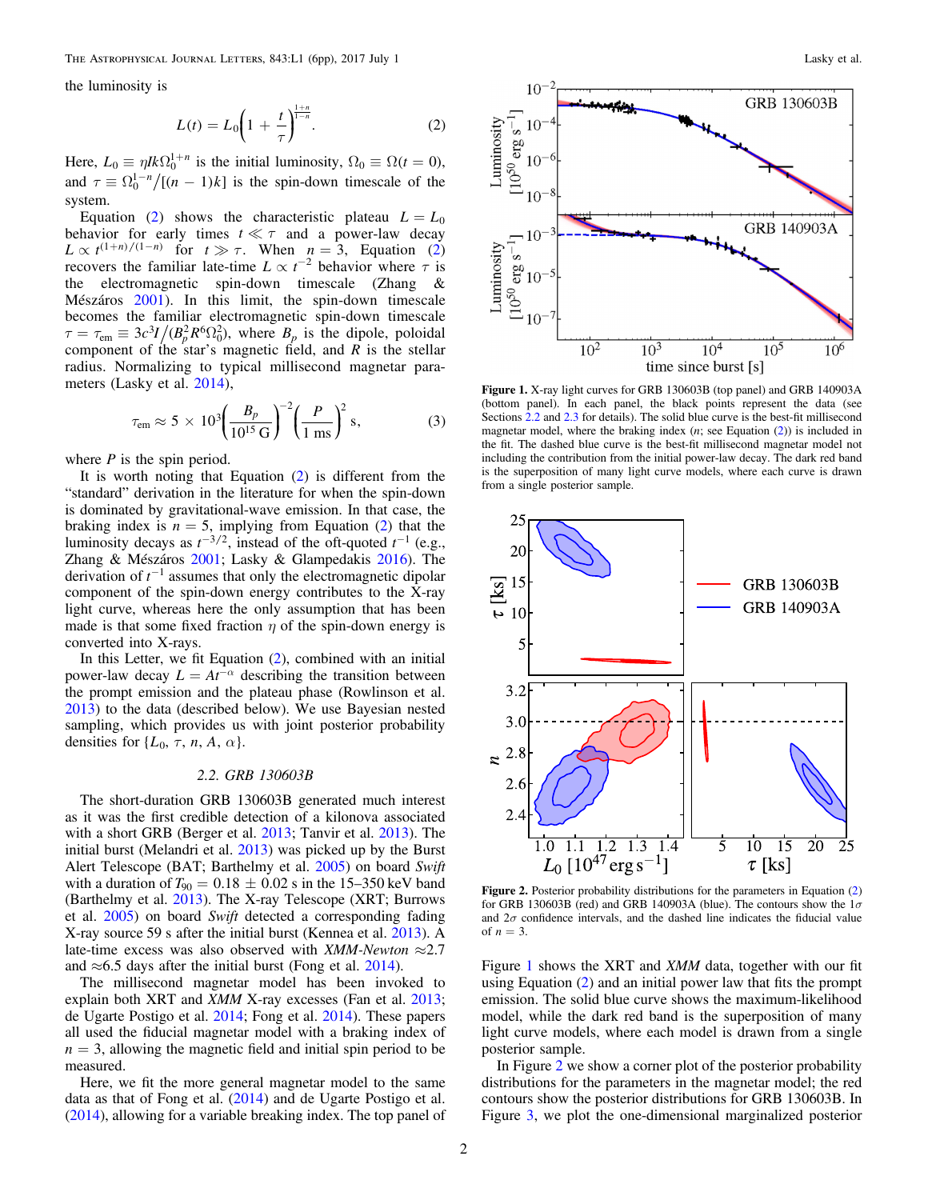the luminosity is

$$L(t) = L_0\left(1 + \frac{t}{\tau}\right)^{\frac{1+n}{1-n}}. \tag{2}$$

Here, $L_0 \equiv \eta I k \Omega_0^{1+n}$ is the initial luminosity, $\Omega_0 \equiv \Omega(t = 0)$, and $\tau \equiv \Omega_0^{1-n}/[(n-1)k]$ is the spin-down timescale of the system.

Equation (2) shows the characteristic plateau $L = L_0$ behavior for early times $t \ll \tau$ and a power-law decay $L \propto t^{(1+n)/(1-n)}$ for $t \gg \tau$. When $n = 3$, Equation (2) recovers the familiar late-time $L \propto t^{-2}$ behavior where $\tau$ is the electromagnetic spin-down timescale (Zhang & Mészáros 2001). In this limit, the spin-down timescale becomes the familiar electromagnetic spin-down timescale $\tau = \tau_{\rm em} \equiv 3c^3 I/(B_p^2 R^6 \Omega_0^2)$, where $B_p$ is the dipole, poloidal component of the star's magnetic field, and $R$ is the stellar radius. Normalizing to typical millisecond magnetar parameters (Lasky et al. 2014),

$$\tau_{\rm em} \approx 5 \times 10^3 \left(\frac{B_p}{10^{15}\,{\rm G}}\right)^{-2} \left(\frac{P}{1\,{\rm ms}}\right)^2 {\rm s}, \tag{3}$$

where $P$ is the spin period.

It is worth noting that Equation (2) is different from the "standard" derivation in the literature for when the spin-down is dominated by gravitational-wave emission. In that case, the braking index is $n = 5$, implying from Equation (2) that the luminosity decays as $t^{-3/2}$, instead of the oft-quoted $t^{-1}$ (e.g., Zhang & Mészáros 2001; Lasky & Glampedakis 2016). The derivation of $t^{-1}$ assumes that only the electromagnetic dipolar component of the spin-down energy contributes to the X-ray light curve, whereas here the only assumption that has been made is that some fixed fraction $\eta$ of the spin-down energy is converted into X-rays.

In this Letter, we fit Equation (2), combined with an initial power-law decay $L = At^{-\alpha}$ describing the transition between the prompt emission and the plateau phase (Rowlinson et al. 2013) to the data (described below). We use Bayesian nested sampling, which provides us with joint posterior probability densities for $\{L_0, \tau, n, A, \alpha\}$.

### 2.2. GRB 130603B

The short-duration GRB 130603B generated much interest as it was the first credible detection of a kilonova associated with a short GRB (Berger et al. 2013; Tanvir et al. 2013). The initial burst (Melandri et al. 2013) was picked up by the Burst Alert Telescope (BAT; Barthelmy et al. 2005) on board *Swift* with a duration of $T_{90} = 0.18 \pm 0.02$ s in the 15–350 keV band (Barthelmy et al. 2013). The X-ray Telescope (XRT; Burrows et al. 2005) on board *Swift* detected a corresponding fading X-ray source 59 s after the initial burst (Kennea et al. 2013). A late-time excess was also observed with *XMM-Newton* $\approx$2.7 and $\approx$6.5 days after the initial burst (Fong et al. 2014).

The millisecond magnetar model has been invoked to explain both XRT and *XMM* X-ray excesses (Fan et al. 2013; de Ugarte Postigo et al. 2014; Fong et al. 2014). These papers all used the fiducial magnetar model with a braking index of $n = 3$, allowing the magnetic field and initial spin period to be measured.

Here, we fit the more general magnetar model to the same data as that of Fong et al. (2014) and de Ugarte Postigo et al. (2014), allowing for a variable breaking index. The top panel of Figure 1 shows the XRT and *XMM* data, together with our fit using Equation (2) and an initial power law that fits the prompt emission. The solid blue curve shows the maximum-likelihood model, while the dark red band is the superposition of many light curve models, where each model is drawn from a single posterior sample.

In Figure 2 we show a corner plot of the posterior probability distributions for the parameters in the magnetar model; the red contours show the posterior distributions for GRB 130603B. In Figure 3, we plot the one-dimensional marginalized posterior

**Figure 1.** X-ray light curves for GRB 130603B (top panel) and GRB 140903A (bottom panel). In each panel, the black points represent the data (see Sections 2.2 and 2.3 for details). The solid blue curve is the best-fit millisecond magnetar model, where the braking index ($n$; see Equation (2)) is included in the fit. The dashed blue curve is the best-fit millisecond magnetar model not including the contribution from the initial power-law decay. The dark red band is the superposition of many light curve models, where each curve is drawn from a single posterior sample.

**Figure 2.** Posterior probability distributions for the parameters in Equation (2) for GRB 130603B (red) and GRB 140903A (blue). The contours show the 1$\sigma$ and 2$\sigma$ confidence intervals, and the dashed line indicates the fiducial value of $n = 3$.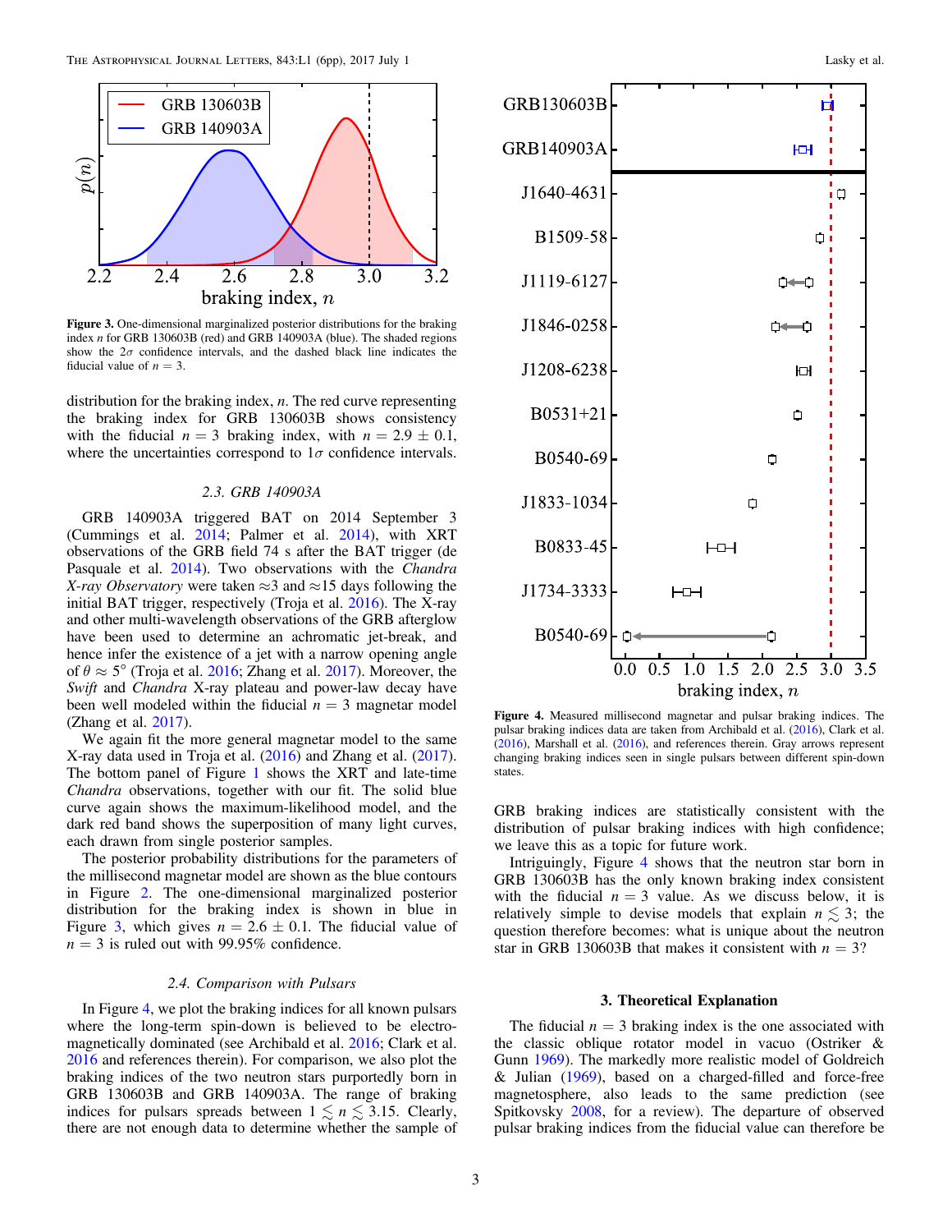Figure 3. One-dimensional marginalized posterior distributions for the braking index $n$ for GRB 130603B (red) and GRB 140903A (blue). The shaded regions show the $2\sigma$ confidence intervals, and the dashed black line indicates the fiducial value of $n = 3$.

distribution for the braking index, $n$. The red curve representing the braking index for GRB 130603B shows consistency with the fiducial $n = 3$ braking index, with $n = 2.9 \pm 0.1$, where the uncertainties correspond to $1\sigma$ confidence intervals.

### 2.3. GRB 140903A

GRB 140903A triggered BAT on 2014 September 3 (Cummings et al. 2014; Palmer et al. 2014), with XRT observations of the GRB field 74 s after the BAT trigger (de Pasquale et al. 2014). Two observations with the *Chandra X-ray Observatory* were taken $\approx$3 and $\approx$15 days following the initial BAT trigger, respectively (Troja et al. 2016). The X-ray and other multi-wavelength observations of the GRB afterglow have been used to determine an achromatic jet-break, and hence infer the existence of a jet with a narrow opening angle of $\theta \approx 5°$ (Troja et al. 2016; Zhang et al. 2017). Moreover, the *Swift* and *Chandra* X-ray plateau and power-law decay have been well modeled within the fiducial $n = 3$ magnetar model (Zhang et al. 2017).

We again fit the more general magnetar model to the same X-ray data used in Troja et al. (2016) and Zhang et al. (2017). The bottom panel of Figure 1 shows the XRT and late-time *Chandra* observations, together with our fit. The solid blue curve again shows the maximum-likelihood model, and the dark red band shows the superposition of many light curves, each drawn from single posterior samples.

The posterior probability distributions for the parameters of the millisecond magnetar model are shown as the blue contours in Figure 2. The one-dimensional marginalized posterior distribution for the braking index is shown in blue in Figure 3, which gives $n = 2.6 \pm 0.1$. The fiducial value of $n = 3$ is ruled out with 99.95% confidence.

### 2.4. Comparison with Pulsars

In Figure 4, we plot the braking indices for all known pulsars where the long-term spin-down is believed to be electromagnetically dominated (see Archibald et al. 2016; Clark et al. 2016 and references therein). For comparison, we also plot the braking indices of the two neutron stars purportedly born in GRB 130603B and GRB 140903A. The range of braking indices for pulsars spreads between $1 \lesssim n \lesssim 3.15$. Clearly, there are not enough data to determine whether the sample of GRB braking indices are statistically consistent with the distribution of pulsar braking indices with high confidence; we leave this as a topic for future work.

Figure 4. Measured millisecond magnetar and pulsar braking indices. The pulsar braking indices data are taken from Archibald et al. (2016), Clark et al. (2016), Marshall et al. (2016), and references therein. Gray arrows represent changing braking indices seen in single pulsars between different spin-down states.

Intriguingly, Figure 4 shows that the neutron star born in GRB 130603B has the only known braking index consistent with the fiducial $n = 3$ value. As we discuss below, it is relatively simple to devise models that explain $n \lesssim 3$; the question therefore becomes: what is unique about the neutron star in GRB 130603B that makes it consistent with $n = 3$?

## 3. Theoretical Explanation

The fiducial $n = 3$ braking index is the one associated with the classic oblique rotator model in vacuo (Ostriker & Gunn 1969). The markedly more realistic model of Goldreich & Julian (1969), based on a charged-filled and force-free magnetosphere, also leads to the same prediction (see Spitkovsky 2008, for a review). The departure of observed pulsar braking indices from the fiducial value can therefore be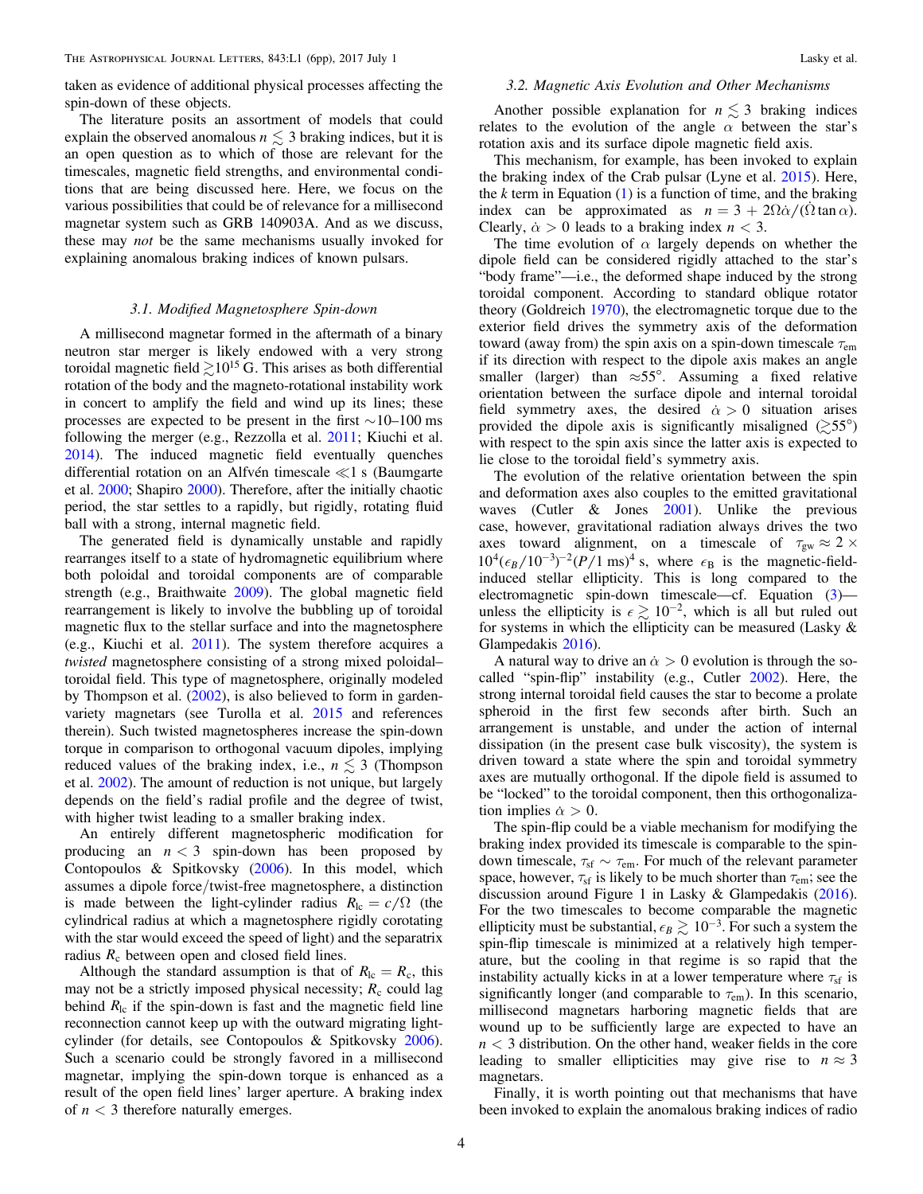taken as evidence of additional physical processes affecting the spin-down of these objects.

The literature posits an assortment of models that could explain the observed anomalous $n \lesssim 3$ braking indices, but it is an open question as to which of those are relevant for the timescales, magnetic field strengths, and environmental conditions that are being discussed here. Here, we focus on the various possibilities that could be of relevance for a millisecond magnetar system such as GRB 140903A. And as we discuss, these may *not* be the same mechanisms usually invoked for explaining anomalous braking indices of known pulsars.

### 3.1. Modified Magnetosphere Spin-down

A millisecond magnetar formed in the aftermath of a binary neutron star merger is likely endowed with a very strong toroidal magnetic field $\gtrsim 10^{15}$ G. This arises as both differential rotation of the body and the magneto-rotational instability work in concert to amplify the field and wind up its lines; these processes are expected to be present in the first $\sim$10–100 ms following the merger (e.g., Rezzolla et al. 2011; Kiuchi et al. 2014). The induced magnetic field eventually quenches differential rotation on an Alfvén timescale $\ll 1$ s (Baumgarte et al. 2000; Shapiro 2000). Therefore, after the initially chaotic period, the star settles to a rapidly, but rigidly, rotating fluid ball with a strong, internal magnetic field.

The generated field is dynamically unstable and rapidly rearranges itself to a state of hydromagnetic equilibrium where both poloidal and toroidal components are of comparable strength (e.g., Braithwaite 2009). The global magnetic field rearrangement is likely to involve the bubbling up of toroidal magnetic flux to the stellar surface and into the magnetosphere (e.g., Kiuchi et al. 2011). The system therefore acquires a *twisted* magnetosphere consisting of a strong mixed poloidal–toroidal field. This type of magnetosphere, originally modeled by Thompson et al. (2002), is also believed to form in garden-variety magnetars (see Turolla et al. 2015 and references therein). Such twisted magnetospheres increase the spin-down torque in comparison to orthogonal vacuum dipoles, implying reduced values of the braking index, i.e., $n \lesssim 3$ (Thompson et al. 2002). The amount of reduction is not unique, but largely depends on the field's radial profile and the degree of twist, with higher twist leading to a smaller braking index.

An entirely different magnetospheric modification for producing an $n < 3$ spin-down has been proposed by Contopoulos & Spitkovsky (2006). In this model, which assumes a dipole force/twist-free magnetosphere, a distinction is made between the light-cylinder radius $R_{\rm lc} = c/\Omega$ (the cylindrical radius at which a magnetosphere rigidly corotating with the star would exceed the speed of light) and the separatrix radius $R_{\rm c}$ between open and closed field lines.

Although the standard assumption is that of $R_{\rm lc} = R_{\rm c}$, this may not be a strictly imposed physical necessity; $R_{\rm c}$ could lag behind $R_{\rm lc}$ if the spin-down is fast and the magnetic field line reconnection cannot keep up with the outward migrating light-cylinder (for details, see Contopoulos & Spitkovsky 2006). Such a scenario could be strongly favored in a millisecond magnetar, implying the spin-down torque is enhanced as a result of the open field lines' larger aperture. A braking index of $n < 3$ therefore naturally emerges.

### 3.2. Magnetic Axis Evolution and Other Mechanisms

Another possible explanation for $n \lesssim 3$ braking indices relates to the evolution of the angle $\alpha$ between the star's rotation axis and its surface dipole magnetic field axis.

This mechanism, for example, has been invoked to explain the braking index of the Crab pulsar (Lyne et al. 2015). Here, the $k$ term in Equation (1) is a function of time, and the braking index can be approximated as $n = 3 + 2\Omega\dot{\alpha}/(\dot{\Omega}\tan\alpha)$. Clearly, $\dot{\alpha} > 0$ leads to a braking index $n < 3$.

The time evolution of $\alpha$ largely depends on whether the dipole field can be considered rigidly attached to the star's "body frame"—i.e., the deformed shape induced by the strong toroidal component. According to standard oblique rotator theory (Goldreich 1970), the electromagnetic torque due to the exterior field drives the symmetry axis of the deformation toward (away from) the spin axis on a spin-down timescale $\tau_{\rm em}$ if its direction with respect to the dipole axis makes an angle smaller (larger) than $\approx 55°$. Assuming a fixed relative orientation between the surface dipole and internal toroidal field symmetry axes, the desired $\dot{\alpha} > 0$ situation arises provided the dipole axis is significantly misaligned ($\gtrsim 55°$) with respect to the spin axis since the latter axis is expected to lie close to the toroidal field's symmetry axis.

The evolution of the relative orientation between the spin and deformation axes also couples to the emitted gravitational waves (Cutler & Jones 2001). Unlike the previous case, however, gravitational radiation always drives the two axes toward alignment, on a timescale of $\tau_{\rm gw} \approx 2 \times 10^4 (\epsilon_B/10^{-3})^{-2} (P/1 \text{ ms})^4$ s, where $\epsilon_{\rm B}$ is the magnetic-field-induced stellar ellipticity. This is long compared to the electromagnetic spin-down timescale—cf. Equation (3)—unless the ellipticity is $\epsilon \gtrsim 10^{-2}$, which is all but ruled out for systems in which the ellipticity can be measured (Lasky & Glampedakis 2016).

A natural way to drive an $\dot{\alpha} > 0$ evolution is through the so-called "spin-flip" instability (e.g., Cutler 2002). Here, the strong internal toroidal field causes the star to become a prolate spheroid in the first few seconds after birth. Such an arrangement is unstable, and under the action of internal dissipation (in the present case bulk viscosity), the system is driven toward a state where the spin and toroidal symmetry axes are mutually orthogonal. If the dipole field is assumed to be "locked" to the toroidal component, then this orthogonalization implies $\dot{\alpha} > 0$.

The spin-flip could be a viable mechanism for modifying the braking index provided its timescale is comparable to the spin-down timescale, $\tau_{\rm sf} \sim \tau_{\rm em}$. For much of the relevant parameter space, however, $\tau_{\rm sf}$ is likely to be much shorter than $\tau_{\rm em}$; see the discussion around Figure 1 in Lasky & Glampedakis (2016). For the two timescales to become comparable the magnetic ellipticity must be substantial, $\epsilon_B \gtrsim 10^{-3}$. For such a system the spin-flip timescale is minimized at a relatively high temperature, but the cooling in that regime is so rapid that the instability actually kicks in at a lower temperature where $\tau_{\rm sf}$ is significantly longer (and comparable to $\tau_{\rm em}$). In this scenario, millisecond magnetars harboring magnetic fields that are wound up to be sufficiently large are expected to have an $n < 3$ distribution. On the other hand, weaker fields in the core leading to smaller ellipticities may give rise to $n \approx 3$ magnetars.

Finally, it is worth pointing out that mechanisms that have been invoked to explain the anomalous braking indices of radio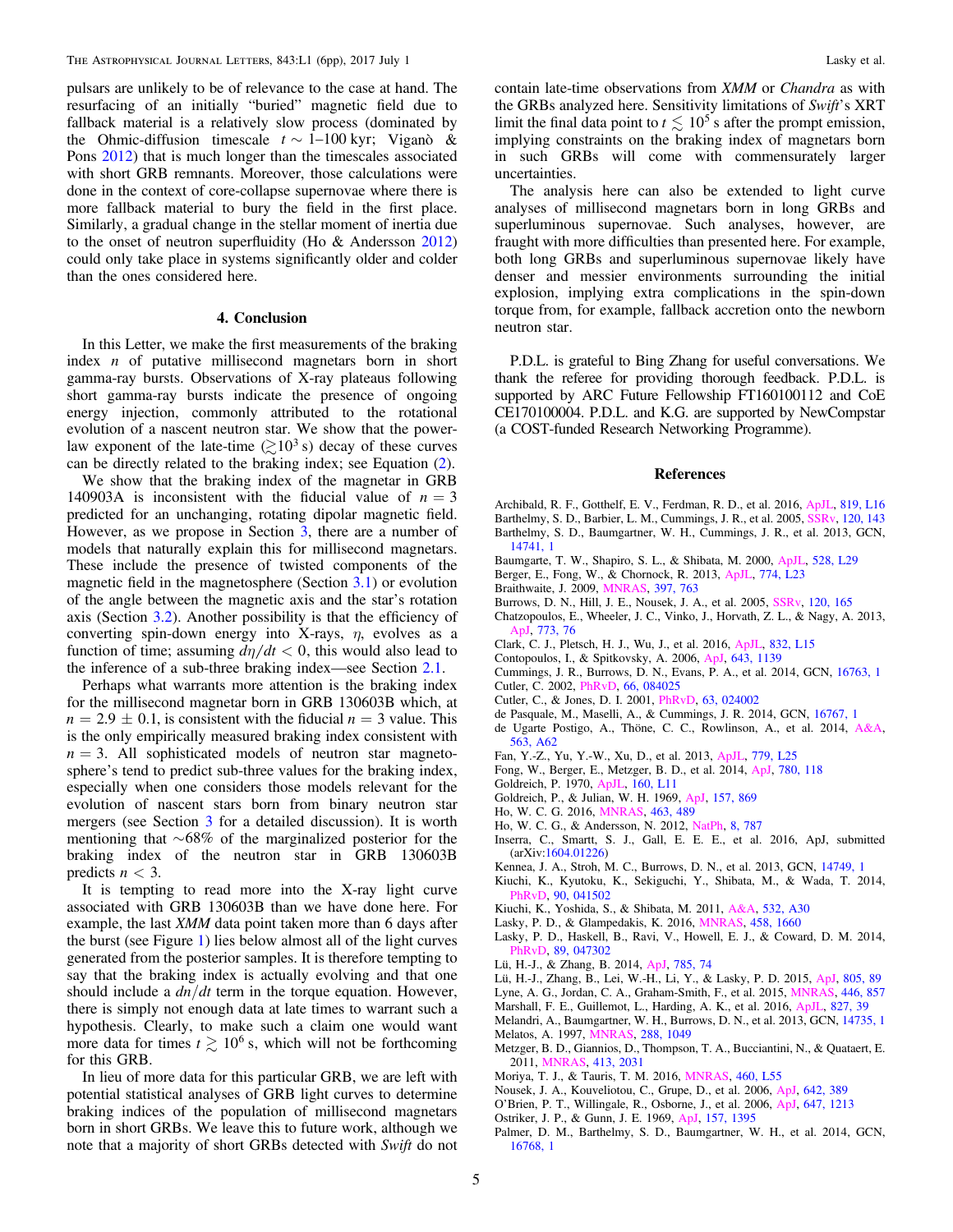pulsars are unlikely to be of relevance to the case at hand. The resurfacing of an initially "buried" magnetic field due to fallback material is a relatively slow process (dominated by the Ohmic-diffusion timescale $t \sim 1$–100 kyr; Viganò & Pons 2012) that is much longer than the timescales associated with short GRB remnants. Moreover, those calculations were done in the context of core-collapse supernovae where there is more fallback material to bury the field in the first place. Similarly, a gradual change in the stellar moment of inertia due to the onset of neutron superfluidity (Ho & Andersson 2012) could only take place in systems significantly older and colder than the ones considered here.

## 4. Conclusion

In this Letter, we make the first measurements of the braking index $n$ of putative millisecond magnetars born in short gamma-ray bursts. Observations of X-ray plateaus following short gamma-ray bursts indicate the presence of ongoing energy injection, commonly attributed to the rotational evolution of a nascent neutron star. We show that the power-law exponent of the late-time ($\gtrsim 10^3$ s) decay of these curves can be directly related to the braking index; see Equation (2).

We show that the braking index of the magnetar in GRB 140903A is inconsistent with the fiducial value of $n = 3$ predicted for an unchanging, rotating dipolar magnetic field. However, as we propose in Section 3, there are a number of models that naturally explain this for millisecond magnetars. These include the presence of twisted components of the magnetic field in the magnetosphere (Section 3.1) or evolution of the angle between the magnetic axis and the star's rotation axis (Section 3.2). Another possibility is that the efficiency of converting spin-down energy into X-rays, $\eta$, evolves as a function of time; assuming $d\eta/dt < 0$, this would also lead to the inference of a sub-three braking index—see Section 2.1.

Perhaps what warrants more attention is the braking index for the millisecond magnetar born in GRB 130603B which, at $n = 2.9 \pm 0.1$, is consistent with the fiducial $n = 3$ value. This is the only empirically measured braking index consistent with $n = 3$. All sophisticated models of neutron star magnetosphere's tend to predict sub-three values for the braking index, especially when one considers those models relevant for the evolution of nascent stars born from binary neutron star mergers (see Section 3 for a detailed discussion). It is worth mentioning that $\sim$68% of the marginalized posterior for the braking index of the neutron star in GRB 130603B predicts $n < 3$.

It is tempting to read more into the X-ray light curve associated with GRB 130603B than we have done here. For example, the last *XMM* data point taken more than 6 days after the burst (see Figure 1) lies below almost all of the light curves generated from the posterior samples. It is therefore tempting to say that the braking index is actually evolving and that one should include a $dn/dt$ term in the torque equation. However, there is simply not enough data at late times to warrant such a hypothesis. Clearly, to make such a claim one would want more data for times $t \gtrsim 10^6$ s, which will not be forthcoming for this GRB.

In lieu of more data for this particular GRB, we are left with potential statistical analyses of GRB light curves to determine braking indices of the population of millisecond magnetars born in short GRBs. We leave this to future work, although we note that a majority of short GRBs detected with *Swift* do not contain late-time observations from *XMM* or *Chandra* as with the GRBs analyzed here. Sensitivity limitations of *Swift*'s XRT limit the final data point to $t \lesssim 10^5$ s after the prompt emission, implying constraints on the braking index of magnetars born in such GRBs will come with commensurately larger uncertainties.

The analysis here can also be extended to light curve analyses of millisecond magnetars born in long GRBs and superluminous supernovae. Such analyses, however, are fraught with more difficulties than presented here. For example, both long GRBs and superluminous supernovae likely have denser and messier environments surrounding the initial explosion, implying extra complications in the spin-down torque from, for example, fallback accretion onto the newborn neutron star.

P.D.L. is grateful to Bing Zhang for useful conversations. We thank the referee for providing thorough feedback. P.D.L. is supported by ARC Future Fellowship FT160100112 and CoE CE170100004. P.D.L. and K.G. are supported by NewCompstar (a COST-funded Research Networking Programme).

## References

Archibald, R. F., Gotthelf, E. V., Ferdman, R. D., et al. 2016, ApJL, 819, L16
Barthelmy, S. D., Barbier, L. M., Cummings, J. R., et al. 2005, SSRv, 120, 143
Barthelmy, S. D., Baumgartner, W. H., Cummings, J. R., et al. 2013, GCN, 14741, 1
Baumgarte, T. W., Shapiro, S. L., & Shibata, M. 2000, ApJL, 528, L29
Berger, E., Fong, W., & Chornock, R. 2013, ApJL, 774, L23
Braithwaite, J. 2009, MNRAS, 397, 763
Burrows, D. N., Hill, J. E., Nousek, J. A., et al. 2005, SSRv, 120, 165
Chatzopoulos, E., Wheeler, J. C., Vinko, J., Horvath, Z. L., & Nagy, A. 2013, ApJ, 773, 76
Clark, C. J., Pletsch, H. J., Wu, J., et al. 2016, ApJL, 832, L15
Contopoulos, I., & Spitkovsky, A. 2006, ApJ, 643, 1139
Cummings, J. R., Burrows, D. N., Evans, P. A., et al. 2014, GCN, 16763, 1
Cutler, C. 2002, PhRvD, 66, 084025
Cutler, C., & Jones, D. I. 2001, PhRvD, 63, 024002
de Pasquale, M., Maselli, A., & Cummings, J. R. 2014, GCN, 16767, 1
de Ugarte Postigo, A., Thöne, C. C., Rowlinson, A., et al. 2014, A&A, 563, A62
Fan, Y.-Z., Yu, Y.-W., Xu, D., et al. 2013, ApJL, 779, L25
Fong, W., Berger, E., Metzger, B. D., et al. 2014, ApJ, 780, 118
Goldreich, P. 1970, ApJL, 160, L11
Goldreich, P., & Julian, W. H. 1969, ApJ, 157, 869
Ho, W. C. G. 2016, MNRAS, 463, 489
Ho, W. C. G., & Andersson, N. 2012, NatPh, 8, 787
Inserra, C., Smartt, S. J., Gall, E. E. E., et al. 2016, ApJ, submitted (arXiv:1604.01226)
Kennea, J. A., Stroh, M. C., Burrows, D. N., et al. 2013, GCN, 14749, 1
Kiuchi, K., Kyutoku, K., Sekiguchi, Y., Shibata, M., & Wada, T. 2014, PhRvD, 90, 041502
Kiuchi, K., Yoshida, S., & Shibata, M. 2011, A&A, 532, A30
Lasky, P. D., & Glampedakis, K. 2016, MNRAS, 458, 1660
Lasky, P. D., Haskell, B., Ravi, V., Howell, E. J., & Coward, D. M. 2014, PhRvD, 89, 047302
Lü, H.-J., & Zhang, B. 2014, ApJ, 785, 74
Lü, H.-J., Zhang, B., Lei, W.-H., Li, Y., & Lasky, P. D. 2015, ApJ, 805, 89
Lyne, A. G., Jordan, C. A., Graham-Smith, F., et al. 2015, MNRAS, 446, 857
Marshall, F. E., Guillemot, L., Harding, A. K., et al. 2016, ApJL, 827, 39
Melandri, A., Baumgartner, W. H., Burrows, D. N., et al. 2013, GCN, 14735, 1
Melatos, A. 1997, MNRAS, 288, 1049
Metzger, B. D., Giannios, D., Thompson, T. A., Bucciantini, N., & Quataert, E. 2011, MNRAS, 413, 2031
Moriya, T. J., & Tauris, T. M. 2016, MNRAS, 460, L55
Nousek, J. A., Kouveliotou, C., Grupe, D., et al. 2006, ApJ, 642, 389
O'Brien, P. T., Willingale, R., Osborne, J., et al. 2006, ApJ, 647, 1213
Ostriker, J. P., & Gunn, J. E. 1969, ApJ, 157, 1395
Palmer, D. M., Barthelmy, S. D., Baumgartner, W. H., et al. 2014, GCN, 16768, 1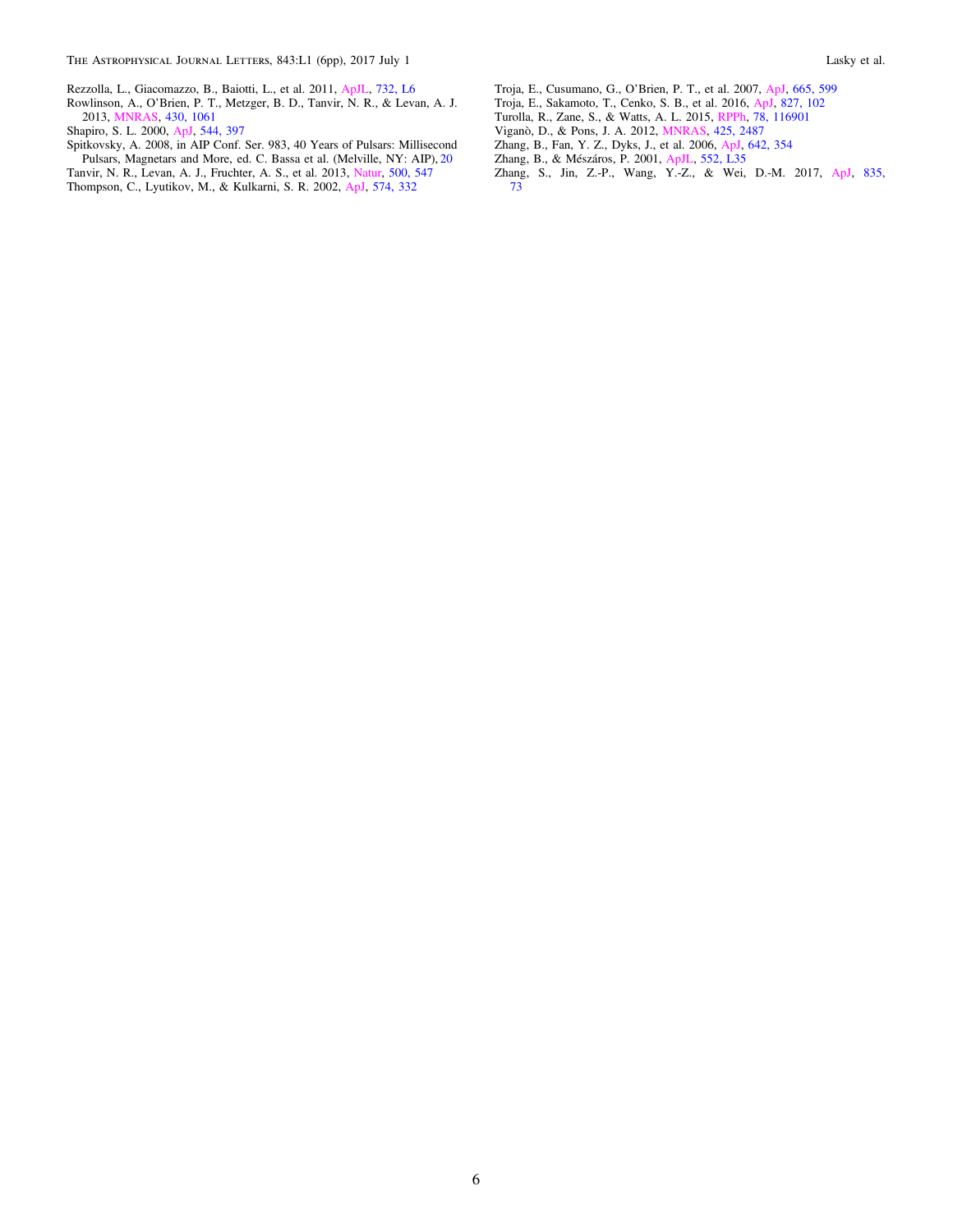Rezzolla, L., Giacomazzo, B., Baiotti, L., et al. 2011, ApJL, 732, L6

Rowlinson, A., O'Brien, P. T., Metzger, B. D., Tanvir, N. R., & Levan, A. J. 2013, MNRAS, 430, 1061

Shapiro, S. L. 2000, ApJ, 544, 397

Spitkovsky, A. 2008, in AIP Conf. Ser. 983, 40 Years of Pulsars: Millisecond Pulsars, Magnetars and More, ed. C. Bassa et al. (Melville, NY: AIP), 20

Tanvir, N. R., Levan, A. J., Fruchter, A. S., et al. 2013, Natur, 500, 547

Thompson, C., Lyutikov, M., & Kulkarni, S. R. 2002, ApJ, 574, 332

Troja, E., Cusumano, G., O'Brien, P. T., et al. 2007, ApJ, 665, 599

Troja, E., Sakamoto, T., Cenko, S. B., et al. 2016, ApJ, 827, 102

Turolla, R., Zane, S., & Watts, A. L. 2015, RPPh, 78, 116901

Viganò, D., & Pons, J. A. 2012, MNRAS, 425, 2487

Zhang, B., Fan, Y. Z., Dyks, J., et al. 2006, ApJ, 642, 354

Zhang, B., & Mészáros, P. 2001, ApJL, 552, L35

Zhang, S., Jin, Z.-P., Wang, Y.-Z., & Wei, D.-M. 2017, ApJ, 835, 73